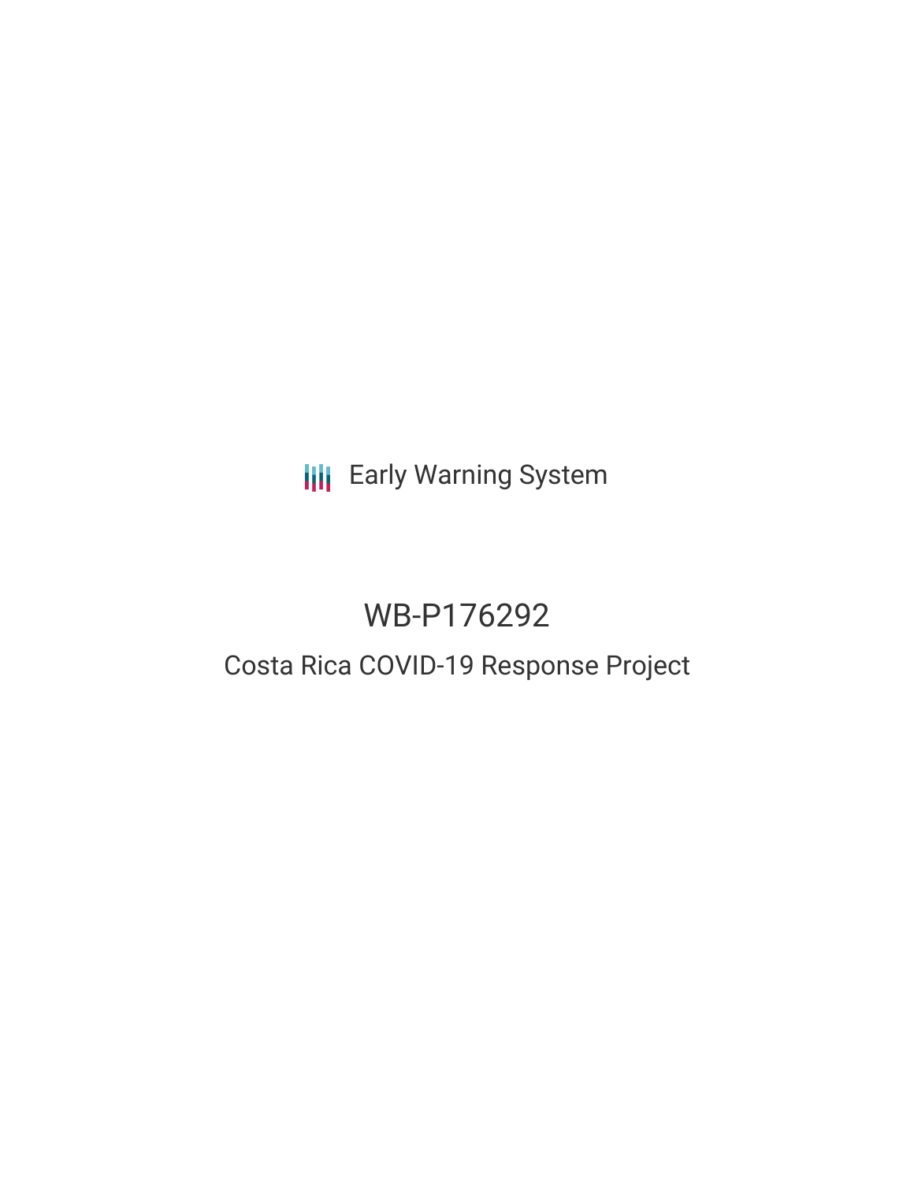Early Warning System

# WB-P176292

## Costa Rica COVID-19 Response Project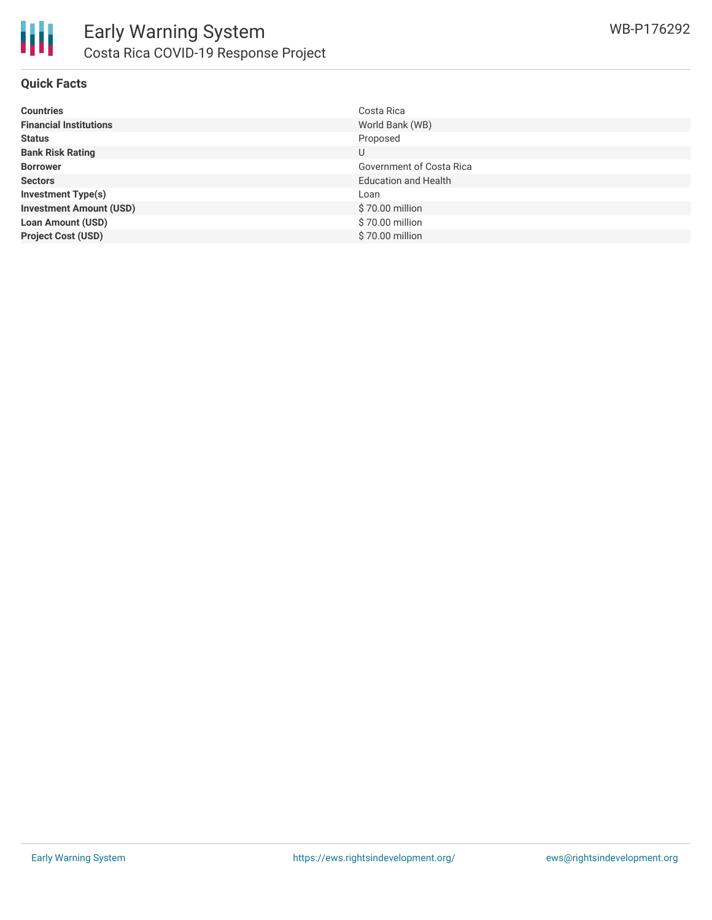## Quick Facts

| | |
|---|---|
| **Countries** | Costa Rica |
| **Financial Institutions** | World Bank (WB) |
| **Status** | Proposed |
| **Bank Risk Rating** | U |
| **Borrower** | Government of Costa Rica |
| **Sectors** | Education and Health |
| **Investment Type(s)** | Loan |
| **Investment Amount (USD)** | $ 70.00 million |
| **Loan Amount (USD)** | $ 70.00 million |
| **Project Cost (USD)** | $ 70.00 million |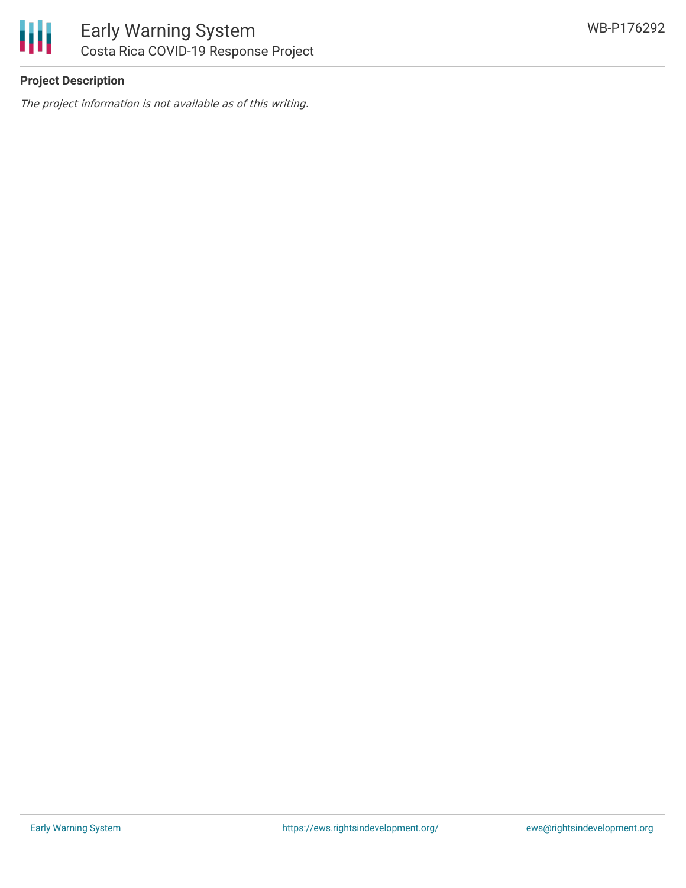**Project Description**

*The project information is not available as of this writing.*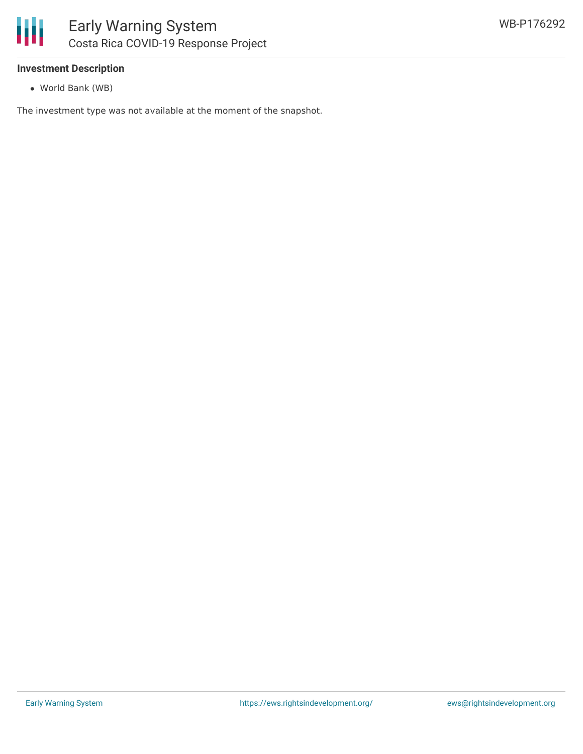**Investment Description**

- World Bank (WB)

The investment type was not available at the moment of the snapshot.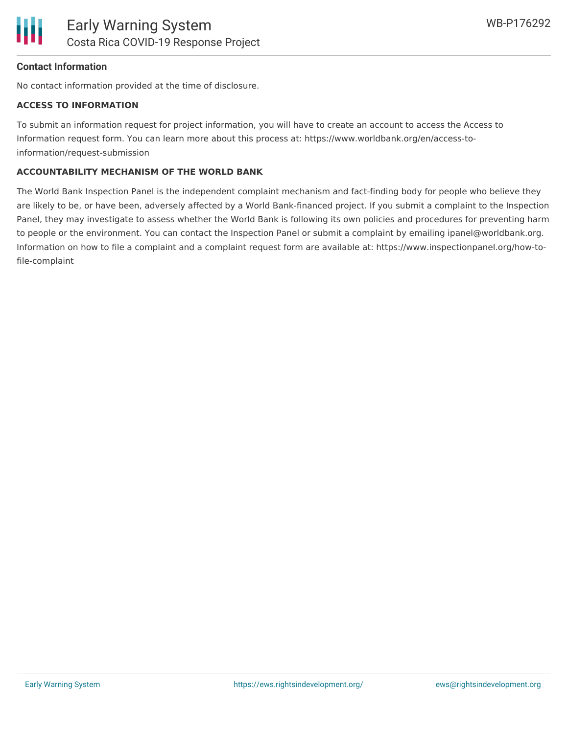**Contact Information**

No contact information provided at the time of disclosure.

**ACCESS TO INFORMATION**

To submit an information request for project information, you will have to create an account to access the Access to Information request form. You can learn more about this process at: https://www.worldbank.org/en/access-to-information/request-submission

**ACCOUNTABILITY MECHANISM OF THE WORLD BANK**

The World Bank Inspection Panel is the independent complaint mechanism and fact-finding body for people who believe they are likely to be, or have been, adversely affected by a World Bank-financed project. If you submit a complaint to the Inspection Panel, they may investigate to assess whether the World Bank is following its own policies and procedures for preventing harm to people or the environment. You can contact the Inspection Panel or submit a complaint by emailing ipanel@worldbank.org. Information on how to file a complaint and a complaint request form are available at: https://www.inspectionpanel.org/how-to-file-complaint